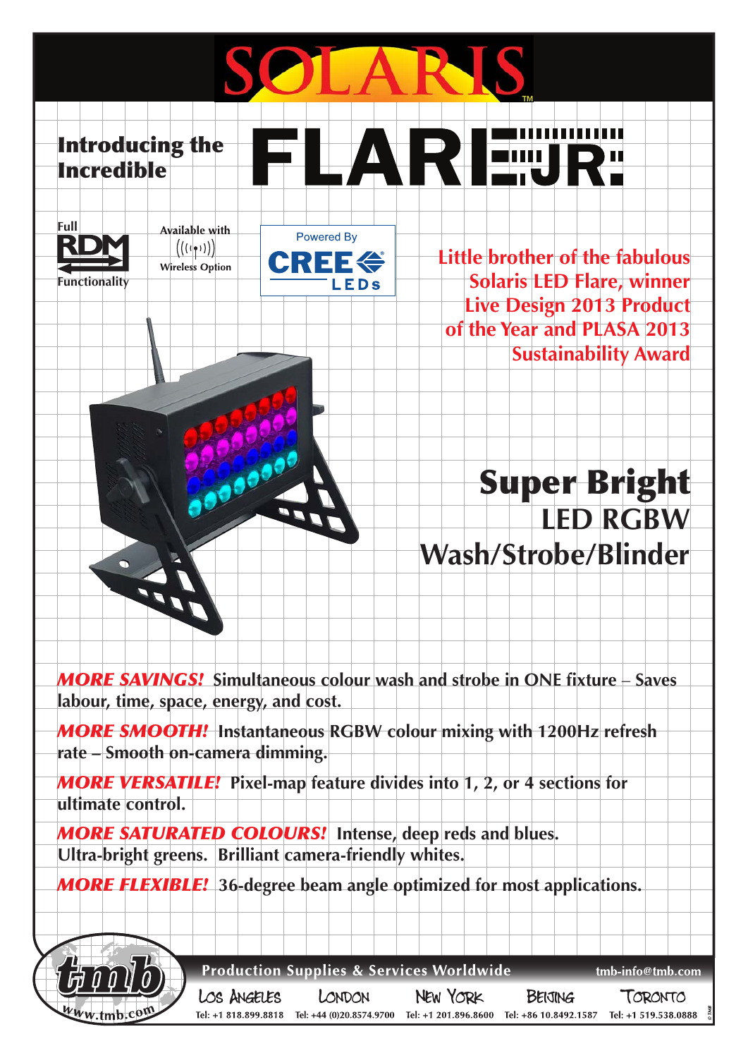# SOLARIS

## Introducing the Incredible FLARE JR

Full RDM Functionality

Available with Wireless Option

Powered By CREE LEDs

**Little brother of the fabulous Solaris LED Flare, winner Live Design 2013 Product of the Year and PLASA 2013 Sustainability Award**

## Super Bright

### LED RGBW Wash/Strobe/Blinder

***MORE SAVINGS!*** **Simultaneous colour wash and strobe in ONE fixture – Saves labour, time, space, energy, and cost.**

***MORE SMOOTH!*** **Instantaneous RGBW colour mixing with 1200Hz refresh rate – Smooth on-camera dimming.**

***MORE VERSATILE!*** **Pixel-map feature divides into 1, 2, or 4 sections for ultimate control.**

***MORE SATURATED COLOURS!*** **Intense, deep reds and blues. Ultra-bright greens. Brilliant camera-friendly whites.**

***MORE FLEXIBLE!*** **36-degree beam angle optimized for most applications.**

tmb www.tmb.com

**Production Supplies & Services Worldwide** tmb-info@tmb.com

| Los Angeles | London | New York | Beijing | Toronto |
|---|---|---|---|---|
| Tel: +1 818.899.8818 | Tel: +44 (0)20.8574.9700 | Tel: +1 201.896.8600 | Tel: +86 10.8492.1587 | Tel: +1 519.538.0888 |

© TMB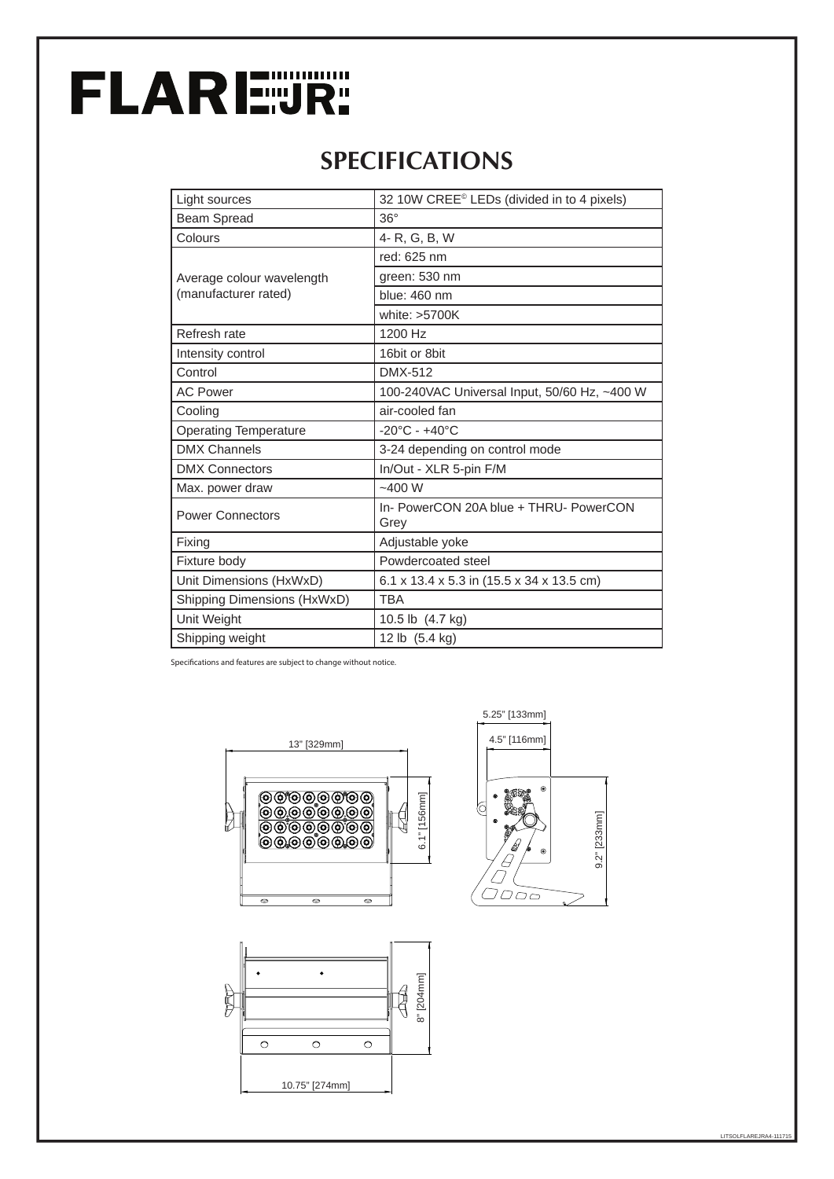# FLARE JR

## SPECIFICATIONS

| | |
|---|---|
| Light sources | 32 10W CREE© LEDs (divided in to 4 pixels) |
| Beam Spread | 36° |
| Colours | 4- R, G, B, W |
| Average colour wavelength (manufacturer rated) | red: 625 nm |
| | green: 530 nm |
| | blue: 460 nm |
| | white: >5700K |
| Refresh rate | 1200 Hz |
| Intensity control | 16bit or 8bit |
| Control | DMX-512 |
| AC Power | 100-240VAC Universal Input, 50/60 Hz, ~400 W |
| Cooling | air-cooled fan |
| Operating Temperature | -20°C - +40°C |
| DMX Channels | 3-24 depending on control mode |
| DMX Connectors | In/Out - XLR 5-pin F/M |
| Max. power draw | ~400 W |
| Power Connectors | In- PowerCON 20A blue + THRU- PowerCON Grey |
| Fixing | Adjustable yoke |
| Fixture body | Powdercoated steel |
| Unit Dimensions (HxWxD) | 6.1 x 13.4 x 5.3 in (15.5 x 34 x 13.5 cm) |
| Shipping Dimensions (HxWxD) | TBA |
| Unit Weight | 10.5 lb (4.7 kg) |
| Shipping weight | 12 lb (5.4 kg) |

Specifications and features are subject to change without notice.

13" [329mm]

6.1" [156mm]

5.25" [133mm]

4.5" [116mm]

9.2" [233mm]

8" [204mm]

10.75" [274mm]

LITSOLFLAREJRA4-111715